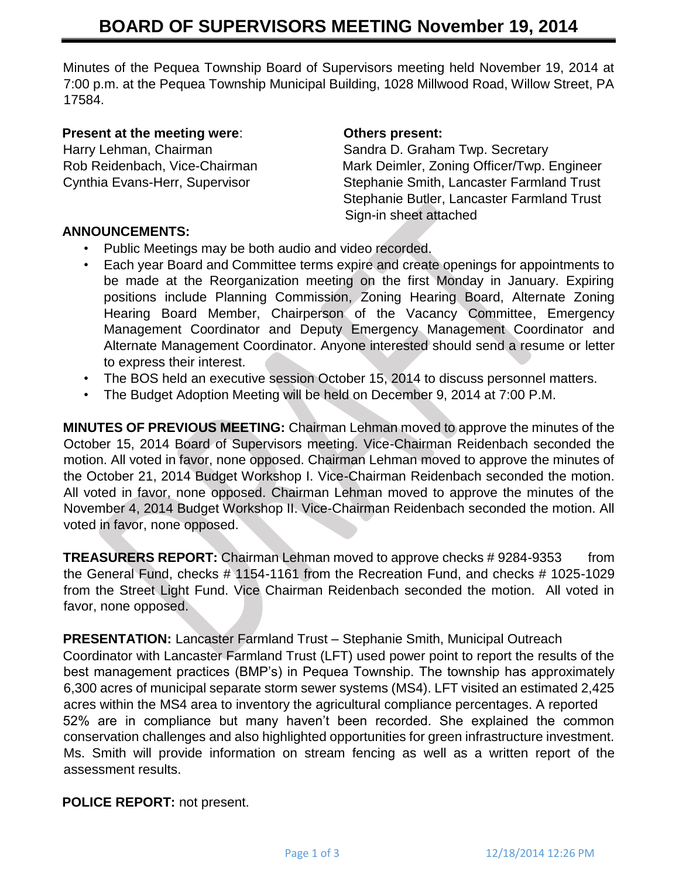# BOARD OF SUPERVISORS MEETING November 19, 2014

Minutes of the Pequea Township Board of Supervisors meeting held November 19, 2014 at 7:00 p.m. at the Pequea Township Municipal Building, 1028 Millwood Road, Willow Street, PA 17584.

**Present at the meeting were**:
Harry Lehman, Chairman
Rob Reidenbach, Vice-Chairman
Cynthia Evans-Herr, Supervisor

**Others present:**
Sandra D. Graham Twp. Secretary
Mark Deimler, Zoning Officer/Twp. Engineer
Stephanie Smith, Lancaster Farmland Trust
Stephanie Butler, Lancaster Farmland Trust
Sign-in sheet attached

**ANNOUNCEMENTS:**

- Public Meetings may be both audio and video recorded.
- Each year Board and Committee terms expire and create openings for appointments to be made at the Reorganization meeting on the first Monday in January. Expiring positions include Planning Commission, Zoning Hearing Board, Alternate Zoning Hearing Board Member, Chairperson of the Vacancy Committee, Emergency Management Coordinator and Deputy Emergency Management Coordinator and Alternate Management Coordinator. Anyone interested should send a resume or letter to express their interest.
- The BOS held an executive session October 15, 2014 to discuss personnel matters.
- The Budget Adoption Meeting will be held on December 9, 2014 at 7:00 P.M.

**MINUTES OF PREVIOUS MEETING:** Chairman Lehman moved to approve the minutes of the October 15, 2014 Board of Supervisors meeting. Vice-Chairman Reidenbach seconded the motion. All voted in favor, none opposed. Chairman Lehman moved to approve the minutes of the October 21, 2014 Budget Workshop I. Vice-Chairman Reidenbach seconded the motion. All voted in favor, none opposed. Chairman Lehman moved to approve the minutes of the November 4, 2014 Budget Workshop II. Vice-Chairman Reidenbach seconded the motion. All voted in favor, none opposed.

**TREASURERS REPORT:** Chairman Lehman moved to approve checks # 9284-9353 from the General Fund, checks # 1154-1161 from the Recreation Fund, and checks # 1025-1029 from the Street Light Fund. Vice Chairman Reidenbach seconded the motion. All voted in favor, none opposed.

**PRESENTATION:** Lancaster Farmland Trust – Stephanie Smith, Municipal Outreach Coordinator with Lancaster Farmland Trust (LFT) used power point to report the results of the best management practices (BMP's) in Pequea Township. The township has approximately 6,300 acres of municipal separate storm sewer systems (MS4). LFT visited an estimated 2,425 acres within the MS4 area to inventory the agricultural compliance percentages. A reported 52% are in compliance but many haven't been recorded. She explained the common conservation challenges and also highlighted opportunities for green infrastructure investment. Ms. Smith will provide information on stream fencing as well as a written report of the assessment results.

**POLICE REPORT:** not present.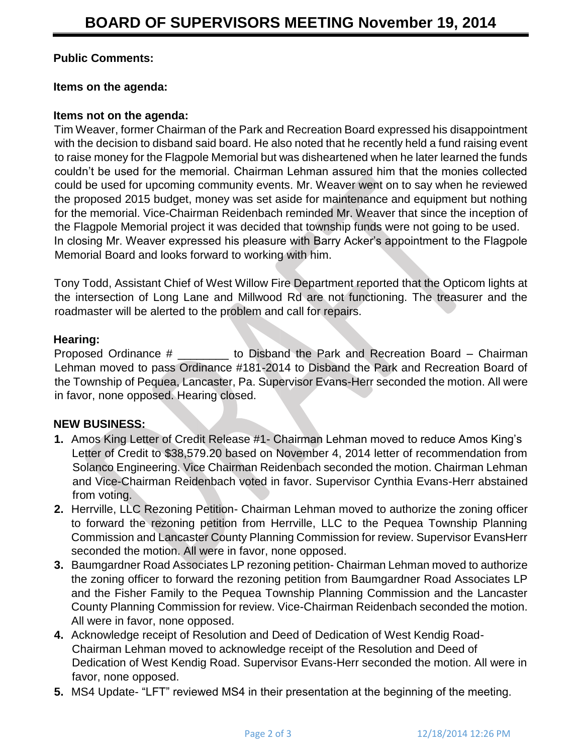# BOARD OF SUPERVISORS MEETING November 19, 2014

**Public Comments:**

**Items on the agenda:**

**Items not on the agenda:**

Tim Weaver, former Chairman of the Park and Recreation Board expressed his disappointment with the decision to disband said board. He also noted that he recently held a fund raising event to raise money for the Flagpole Memorial but was disheartened when he later learned the funds couldn't be used for the memorial. Chairman Lehman assured him that the monies collected could be used for upcoming community events. Mr. Weaver went on to say when he reviewed the proposed 2015 budget, money was set aside for maintenance and equipment but nothing for the memorial. Vice-Chairman Reidenbach reminded Mr. Weaver that since the inception of the Flagpole Memorial project it was decided that township funds were not going to be used. In closing Mr. Weaver expressed his pleasure with Barry Acker's appointment to the Flagpole Memorial Board and looks forward to working with him.

Tony Todd, Assistant Chief of West Willow Fire Department reported that the Opticom lights at the intersection of Long Lane and Millwood Rd are not functioning. The treasurer and the roadmaster will be alerted to the problem and call for repairs.

**Hearing:**

Proposed Ordinance # ________ to Disband the Park and Recreation Board – Chairman Lehman moved to pass Ordinance #181-2014 to Disband the Park and Recreation Board of the Township of Pequea, Lancaster, Pa. Supervisor Evans-Herr seconded the motion. All were in favor, none opposed. Hearing closed.

**NEW BUSINESS:**

1. Amos King Letter of Credit Release #1- Chairman Lehman moved to reduce Amos King's Letter of Credit to $38,579.20 based on November 4, 2014 letter of recommendation from Solanco Engineering. Vice Chairman Reidenbach seconded the motion. Chairman Lehman and Vice-Chairman Reidenbach voted in favor. Supervisor Cynthia Evans-Herr abstained from voting.
2. Herrville, LLC Rezoning Petition- Chairman Lehman moved to authorize the zoning officer to forward the rezoning petition from Herrville, LLC to the Pequea Township Planning Commission and Lancaster County Planning Commission for review. Supervisor EvansHerr seconded the motion. All were in favor, none opposed.
3. Baumgardner Road Associates LP rezoning petition- Chairman Lehman moved to authorize the zoning officer to forward the rezoning petition from Baumgardner Road Associates LP and the Fisher Family to the Pequea Township Planning Commission and the Lancaster County Planning Commission for review. Vice-Chairman Reidenbach seconded the motion. All were in favor, none opposed.
4. Acknowledge receipt of Resolution and Deed of Dedication of West Kendig Road- Chairman Lehman moved to acknowledge receipt of the Resolution and Deed of Dedication of West Kendig Road. Supervisor Evans-Herr seconded the motion. All were in favor, none opposed.
5. MS4 Update- "LFT" reviewed MS4 in their presentation at the beginning of the meeting.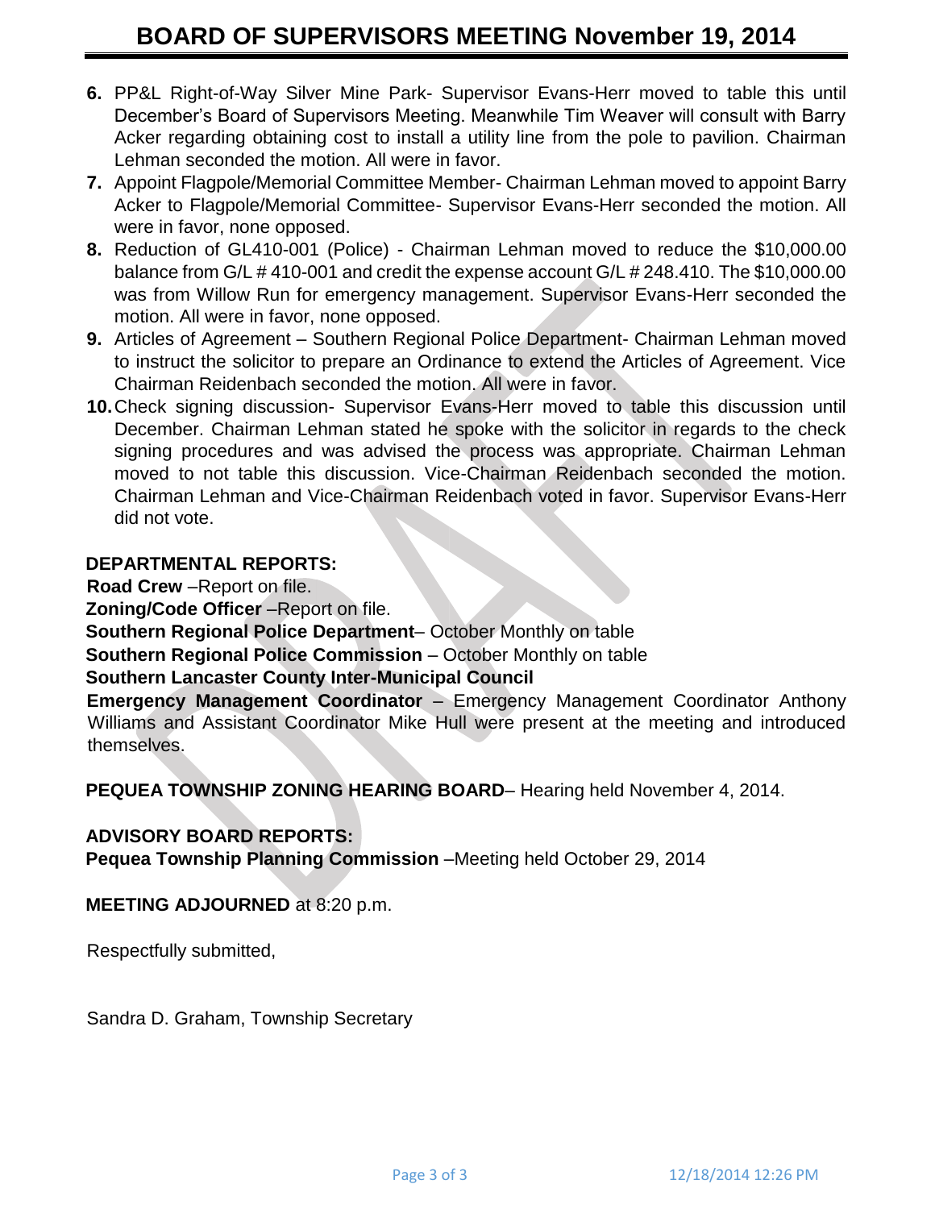6. PP&L Right-of-Way Silver Mine Park- Supervisor Evans-Herr moved to table this until December's Board of Supervisors Meeting. Meanwhile Tim Weaver will consult with Barry Acker regarding obtaining cost to install a utility line from the pole to pavilion. Chairman Lehman seconded the motion. All were in favor.
7. Appoint Flagpole/Memorial Committee Member- Chairman Lehman moved to appoint Barry Acker to Flagpole/Memorial Committee- Supervisor Evans-Herr seconded the motion. All were in favor, none opposed.
8. Reduction of GL410-001 (Police) - Chairman Lehman moved to reduce the $10,000.00 balance from G/L # 410-001 and credit the expense account G/L # 248.410. The $10,000.00 was from Willow Run for emergency management. Supervisor Evans-Herr seconded the motion. All were in favor, none opposed.
9. Articles of Agreement – Southern Regional Police Department- Chairman Lehman moved to instruct the solicitor to prepare an Ordinance to extend the Articles of Agreement. Vice Chairman Reidenbach seconded the motion. All were in favor.
10. Check signing discussion- Supervisor Evans-Herr moved to table this discussion until December. Chairman Lehman stated he spoke with the solicitor in regards to the check signing procedures and was advised the process was appropriate. Chairman Lehman moved to not table this discussion. Vice-Chairman Reidenbach seconded the motion. Chairman Lehman and Vice-Chairman Reidenbach voted in favor. Supervisor Evans-Herr did not vote.

**DEPARTMENTAL REPORTS:**

**Road Crew** –Report on file.

**Zoning/Code Officer** –Report on file.

**Southern Regional Police Department**– October Monthly on table

**Southern Regional Police Commission** – October Monthly on table

**Southern Lancaster County Inter-Municipal Council**

**Emergency Management Coordinator** – Emergency Management Coordinator Anthony Williams and Assistant Coordinator Mike Hull were present at the meeting and introduced themselves.

**PEQUEA TOWNSHIP ZONING HEARING BOARD**– Hearing held November 4, 2014.

**ADVISORY BOARD REPORTS:**

**Pequea Township Planning Commission** –Meeting held October 29, 2014

**MEETING ADJOURNED** at 8:20 p.m.

Respectfully submitted,

Sandra D. Graham, Township Secretary